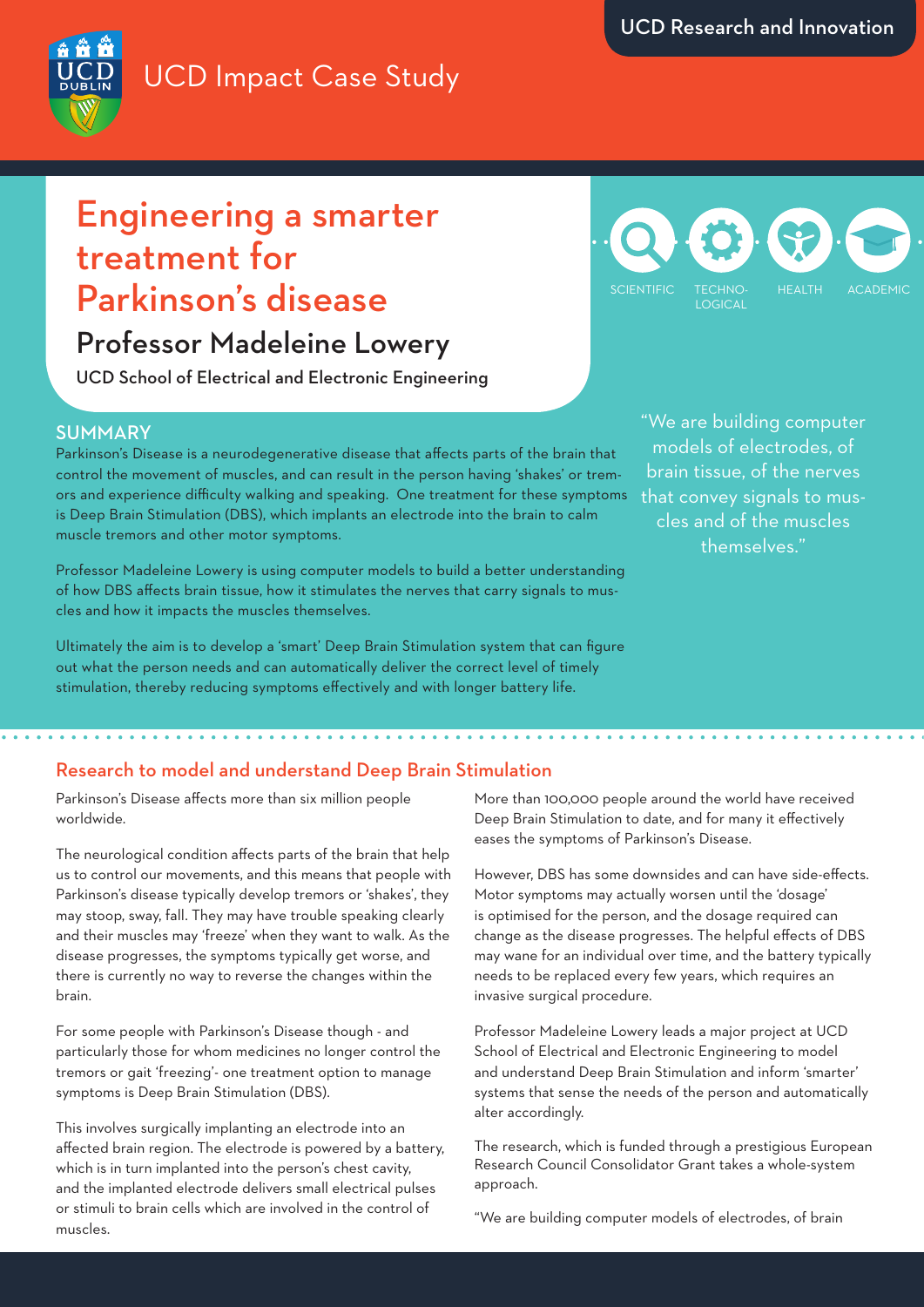UCD Research and Innovation

UCD Impact Case Study

# Engineering a smarter treatment for Parkinson's disease

## Professor Madeleine Lowery

UCD School of Electrical and Electronic Engineering

SCIENTIFIC | TECHNOLOGICAL | HEALTH | ACADEMIC

### SUMMARY

Parkinson's Disease is a neurodegenerative disease that affects parts of the brain that control the movement of muscles, and can result in the person having 'shakes' or tremors and experience difficulty walking and speaking. One treatment for these symptoms is Deep Brain Stimulation (DBS), which implants an electrode into the brain to calm muscle tremors and other motor symptoms.

Professor Madeleine Lowery is using computer models to build a better understanding of how DBS affects brain tissue, how it stimulates the nerves that carry signals to muscles and how it impacts the muscles themselves.

Ultimately the aim is to develop a 'smart' Deep Brain Stimulation system that can figure out what the person needs and can automatically deliver the correct level of timely stimulation, thereby reducing symptoms effectively and with longer battery life.

> "We are building computer models of electrodes, of brain tissue, of the nerves that convey signals to muscles and of the muscles themselves."

## Research to model and understand Deep Brain Stimulation

Parkinson's Disease affects more than six million people worldwide.

The neurological condition affects parts of the brain that help us to control our movements, and this means that people with Parkinson's disease typically develop tremors or 'shakes', they may stoop, sway, fall. They may have trouble speaking clearly and their muscles may 'freeze' when they want to walk. As the disease progresses, the symptoms typically get worse, and there is currently no way to reverse the changes within the brain.

For some people with Parkinson's Disease though - and particularly those for whom medicines no longer control the tremors or gait 'freezing'- one treatment option to manage symptoms is Deep Brain Stimulation (DBS).

This involves surgically implanting an electrode into an affected brain region. The electrode is powered by a battery, which is in turn implanted into the person's chest cavity, and the implanted electrode delivers small electrical pulses or stimuli to brain cells which are involved in the control of muscles.

More than 100,000 people around the world have received Deep Brain Stimulation to date, and for many it effectively eases the symptoms of Parkinson's Disease.

However, DBS has some downsides and can have side-effects. Motor symptoms may actually worsen until the 'dosage' is optimised for the person, and the dosage required can change as the disease progresses. The helpful effects of DBS may wane for an individual over time, and the battery typically needs to be replaced every few years, which requires an invasive surgical procedure.

Professor Madeleine Lowery leads a major project at UCD School of Electrical and Electronic Engineering to model and understand Deep Brain Stimulation and inform 'smarter' systems that sense the needs of the person and automatically alter accordingly.

The research, which is funded through a prestigious European Research Council Consolidator Grant takes a whole-system approach.

"We are building computer models of electrodes, of brain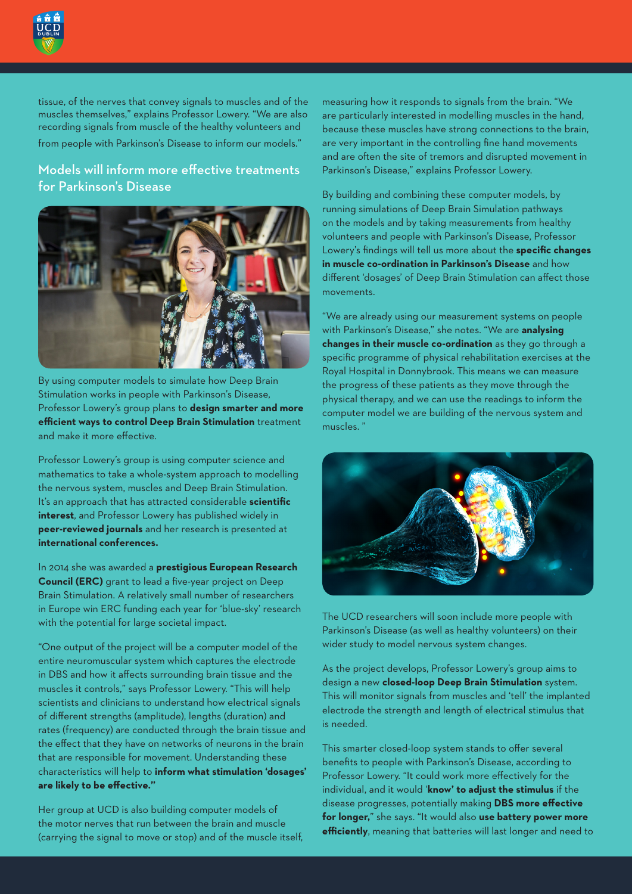tissue, of the nerves that convey signals to muscles and of the muscles themselves," explains Professor Lowery. "We are also recording signals from muscle of the healthy volunteers and from people with Parkinson's Disease to inform our models."

## Models will inform more effective treatments for Parkinson's Disease

By using computer models to simulate how Deep Brain Stimulation works in people with Parkinson's Disease, Professor Lowery's group plans to **design smarter and more efficient ways to control Deep Brain Stimulation** treatment and make it more effective.

Professor Lowery's group is using computer science and mathematics to take a whole-system approach to modelling the nervous system, muscles and Deep Brain Stimulation. It's an approach that has attracted considerable **scientific interest**, and Professor Lowery has published widely in **peer-reviewed journals** and her research is presented at **international conferences.**

In 2014 she was awarded a **prestigious European Research Council (ERC)** grant to lead a five-year project on Deep Brain Stimulation. A relatively small number of researchers in Europe win ERC funding each year for 'blue-sky' research with the potential for large societal impact.

"One output of the project will be a computer model of the entire neuromuscular system which captures the electrode in DBS and how it affects surrounding brain tissue and the muscles it controls," says Professor Lowery. "This will help scientists and clinicians to understand how electrical signals of different strengths (amplitude), lengths (duration) and rates (frequency) are conducted through the brain tissue and the effect that they have on networks of neurons in the brain that are responsible for movement. Understanding these characteristics will help to **inform what stimulation 'dosages' are likely to be effective."**

Her group at UCD is also building computer models of the motor nerves that run between the brain and muscle (carrying the signal to move or stop) and of the muscle itself, measuring how it responds to signals from the brain. "We are particularly interested in modelling muscles in the hand, because these muscles have strong connections to the brain, are very important in the controlling fine hand movements and are often the site of tremors and disrupted movement in Parkinson's Disease," explains Professor Lowery.

By building and combining these computer models, by running simulations of Deep Brain Simulation pathways on the models and by taking measurements from healthy volunteers and people with Parkinson's Disease, Professor Lowery's findings will tell us more about the **specific changes in muscle co-ordination in Parkinson's Disease** and how different 'dosages' of Deep Brain Stimulation can affect those movements.

"We are already using our measurement systems on people with Parkinson's Disease," she notes. "We are **analysing changes in their muscle co-ordination** as they go through a specific programme of physical rehabilitation exercises at the Royal Hospital in Donnybrook. This means we can measure the progress of these patients as they move through the physical therapy, and we can use the readings to inform the computer model we are building of the nervous system and muscles. "

The UCD researchers will soon include more people with Parkinson's Disease (as well as healthy volunteers) on their wider study to model nervous system changes.

As the project develops, Professor Lowery's group aims to design a new **closed-loop Deep Brain Stimulation** system. This will monitor signals from muscles and 'tell' the implanted electrode the strength and length of electrical stimulus that is needed.

This smarter closed-loop system stands to offer several benefits to people with Parkinson's Disease, according to Professor Lowery. "It could work more effectively for the individual, and it would '**know' to adjust the stimulus** if the disease progresses, potentially making **DBS more effective for longer,**" she says. "It would also **use battery power more efficiently**, meaning that batteries will last longer and need to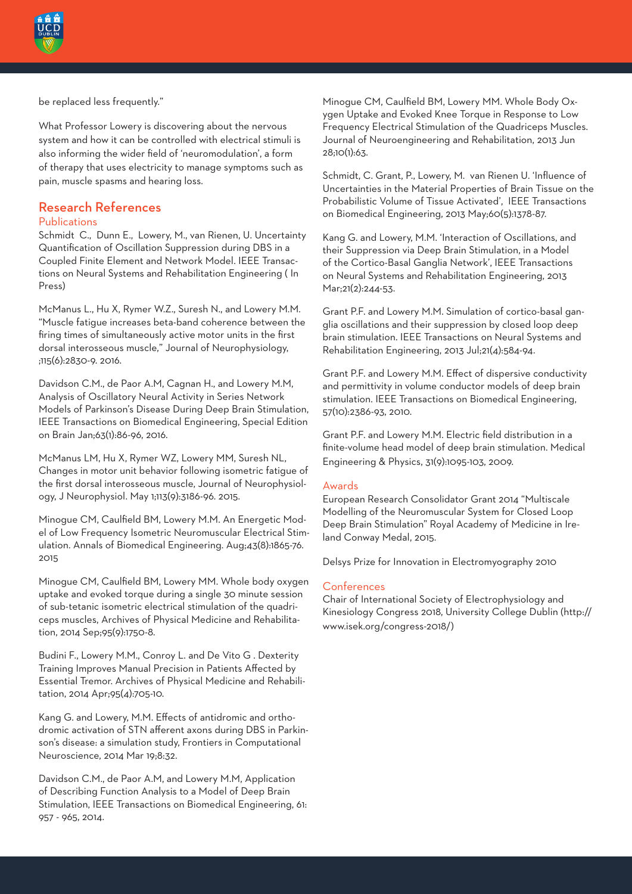be replaced less frequently."

What Professor Lowery is discovering about the nervous system and how it can be controlled with electrical stimuli is also informing the wider field of 'neuromodulation', a form of therapy that uses electricity to manage symptoms such as pain, muscle spasms and hearing loss.

## Research References

### Publications

Schmidt C., Dunn E., Lowery, M., van Rienen, U. Uncertainty Quantification of Oscillation Suppression during DBS in a Coupled Finite Element and Network Model. IEEE Transactions on Neural Systems and Rehabilitation Engineering ( In Press)

McManus L., Hu X, Rymer W.Z., Suresh N., and Lowery M.M. "Muscle fatigue increases beta-band coherence between the firing times of simultaneously active motor units in the first dorsal interosseous muscle," Journal of Neurophysiology, ;115(6):2830-9. 2016.

Davidson C.M., de Paor A.M, Cagnan H., and Lowery M.M, Analysis of Oscillatory Neural Activity in Series Network Models of Parkinson's Disease During Deep Brain Stimulation, IEEE Transactions on Biomedical Engineering, Special Edition on Brain Jan;63(1):86-96, 2016.

McManus LM, Hu X, Rymer WZ, Lowery MM, Suresh NL, Changes in motor unit behavior following isometric fatigue of the first dorsal interosseous muscle, Journal of Neurophysiology, J Neurophysiol. May 1;113(9):3186-96. 2015.

Minogue CM, Caulfield BM, Lowery M.M. An Energetic Model of Low Frequency Isometric Neuromuscular Electrical Stimulation. Annals of Biomedical Engineering. Aug;43(8):1865-76. 2015

Minogue CM, Caulfield BM, Lowery MM. Whole body oxygen uptake and evoked torque during a single 30 minute session of sub-tetanic isometric electrical stimulation of the quadriceps muscles, Archives of Physical Medicine and Rehabilitation, 2014 Sep;95(9):1750-8.

Budini F., Lowery M.M., Conroy L. and De Vito G . Dexterity Training Improves Manual Precision in Patients Affected by Essential Tremor. Archives of Physical Medicine and Rehabilitation, 2014 Apr;95(4):705-10.

Kang G. and Lowery, M.M. Effects of antidromic and orthodromic activation of STN afferent axons during DBS in Parkinson's disease: a simulation study, Frontiers in Computational Neuroscience, 2014 Mar 19;8:32.

Davidson C.M., de Paor A.M, and Lowery M.M, Application of Describing Function Analysis to a Model of Deep Brain Stimulation, IEEE Transactions on Biomedical Engineering, 61: 957 - 965, 2014.

Minogue CM, Caulfield BM, Lowery MM. Whole Body Oxygen Uptake and Evoked Knee Torque in Response to Low Frequency Electrical Stimulation of the Quadriceps Muscles. Journal of Neuroengineering and Rehabilitation, 2013 Jun 28;10(1):63.

Schmidt, C. Grant, P., Lowery, M. van Rienen U. 'Influence of Uncertainties in the Material Properties of Brain Tissue on the Probabilistic Volume of Tissue Activated', IEEE Transactions on Biomedical Engineering, 2013 May;60(5):1378-87.

Kang G. and Lowery, M.M. 'Interaction of Oscillations, and their Suppression via Deep Brain Stimulation, in a Model of the Cortico-Basal Ganglia Network', IEEE Transactions on Neural Systems and Rehabilitation Engineering, 2013 Mar;21(2):244-53.

Grant P.F. and Lowery M.M. Simulation of cortico-basal ganglia oscillations and their suppression by closed loop deep brain stimulation. IEEE Transactions on Neural Systems and Rehabilitation Engineering, 2013 Jul;21(4):584-94.

Grant P.F. and Lowery M.M. Effect of dispersive conductivity and permittivity in volume conductor models of deep brain stimulation. IEEE Transactions on Biomedical Engineering, 57(10):2386-93, 2010.

Grant P.F. and Lowery M.M. Electric field distribution in a finite-volume head model of deep brain stimulation. Medical Engineering & Physics, 31(9):1095-103, 2009.

### Awards

European Research Consolidator Grant 2014 "Multiscale Modelling of the Neuromuscular System for Closed Loop Deep Brain Stimulation" Royal Academy of Medicine in Ireland Conway Medal, 2015.

Delsys Prize for Innovation in Electromyography 2010

### Conferences

Chair of International Society of Electrophysiology and Kinesiology Congress 2018, University College Dublin (http://www.isek.org/congress-2018/)